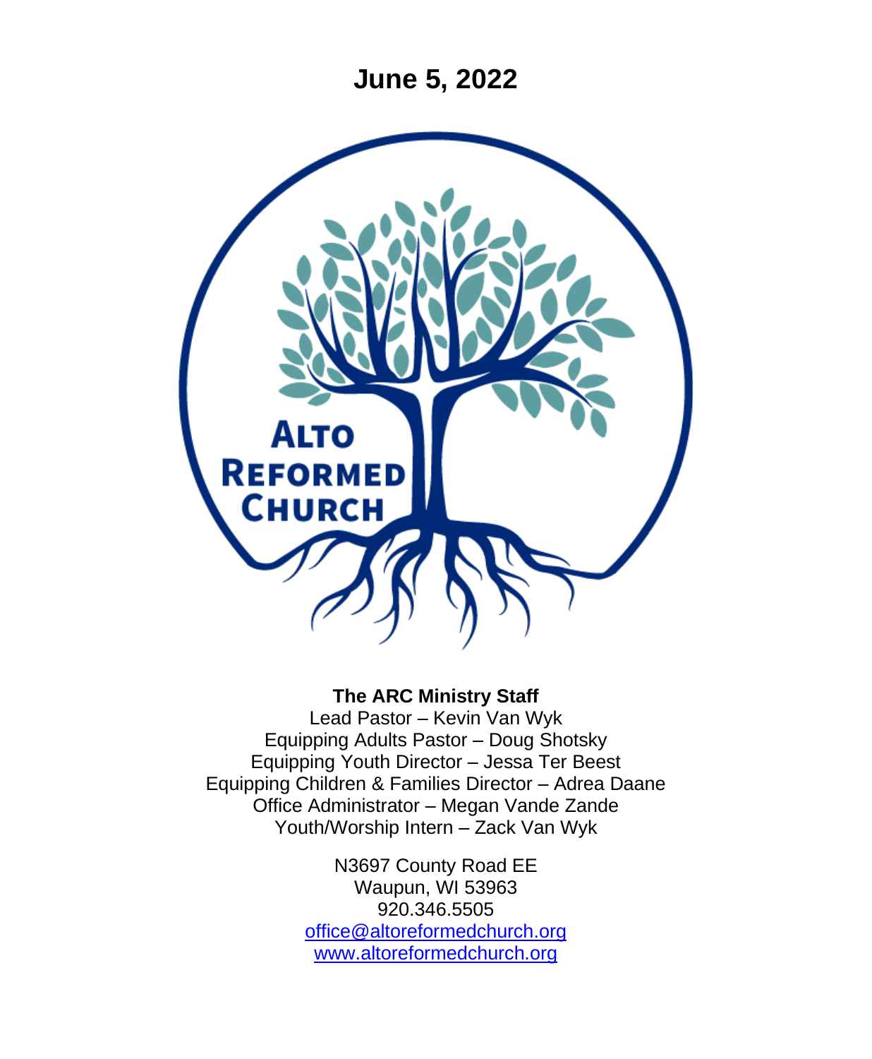# June 5, 2022

Alto Reformed Church

**The ARC Ministry Staff**

Lead Pastor – Kevin Van Wyk
Equipping Adults Pastor – Doug Shotsky
Equipping Youth Director – Jessa Ter Beest
Equipping Children & Families Director – Adrea Daane
Office Administrator – Megan Vande Zande
Youth/Worship Intern – Zack Van Wyk

N3697 County Road EE
Waupun, WI 53963
920.346.5505
office@altoreformedchurch.org
www.altoreformedchurch.org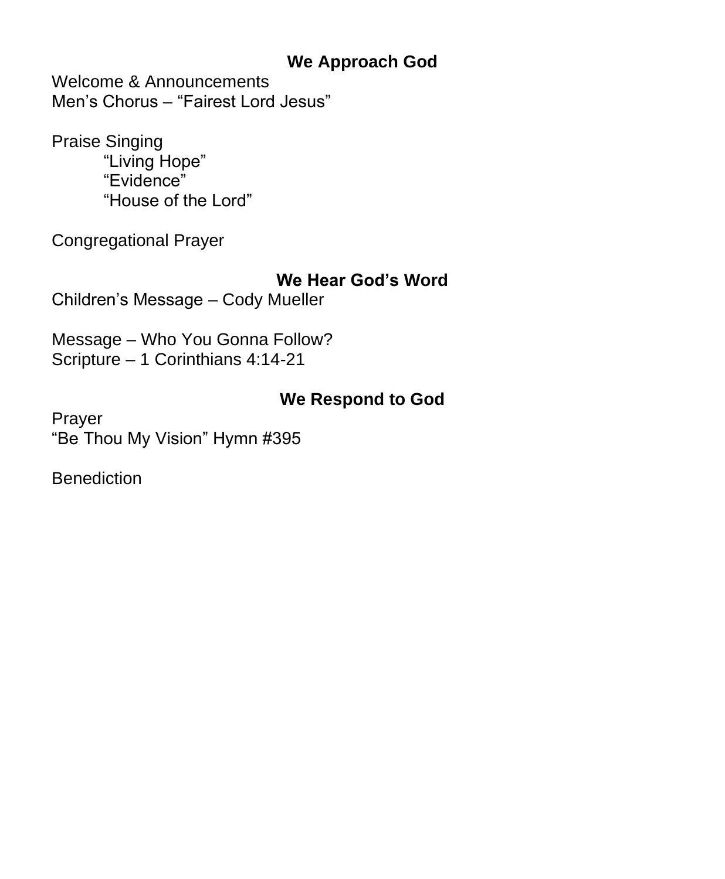## We Approach God

Welcome & Announcements
Men’s Chorus – “Fairest Lord Jesus”

Praise Singing
“Living Hope”
“Evidence”
“House of the Lord”

Congregational Prayer

## We Hear God’s Word

Children’s Message – Cody Mueller

Message – Who You Gonna Follow?
Scripture – 1 Corinthians 4:14-21

## We Respond to God

Prayer
“Be Thou My Vision” Hymn #395

Benediction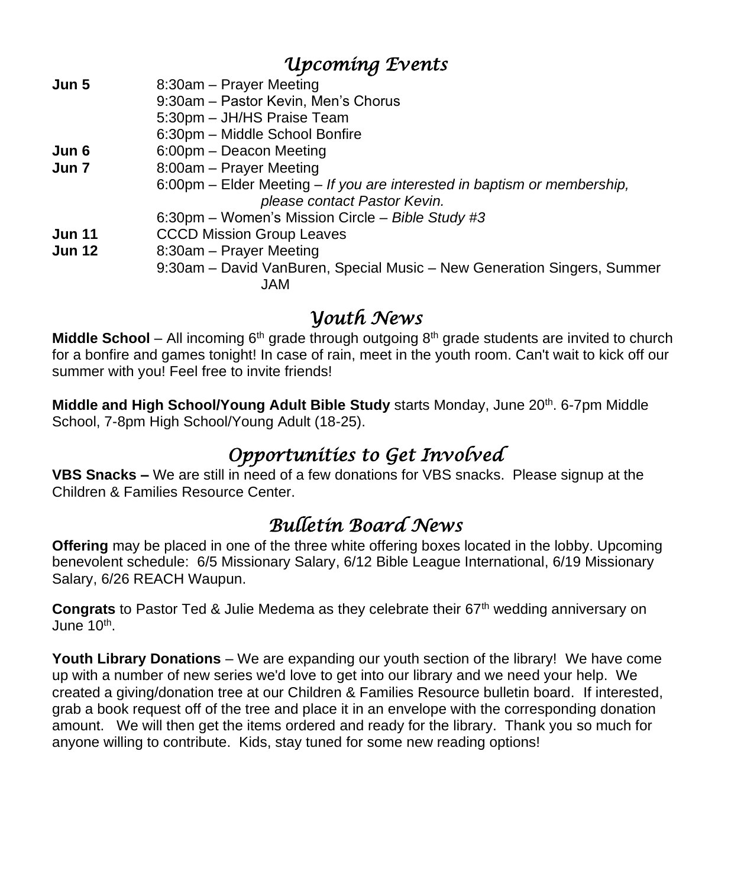## *Upcoming Events*

| | |
|---|---|
| **Jun 5** | 8:30am – Prayer Meeting |
| | 9:30am – Pastor Kevin, Men's Chorus |
| | 5:30pm – JH/HS Praise Team |
| | 6:30pm – Middle School Bonfire |
| **Jun 6** | 6:00pm – Deacon Meeting |
| **Jun 7** | 8:00am – Prayer Meeting |
| | 6:00pm – Elder Meeting – *If you are interested in baptism or membership, please contact Pastor Kevin.* |
| | 6:30pm – Women's Mission Circle – *Bible Study #3* |
| **Jun 11** | CCCD Mission Group Leaves |
| **Jun 12** | 8:30am – Prayer Meeting |
| | 9:30am – David VanBuren, Special Music – New Generation Singers, Summer JAM |

## *Youth News*

**Middle School** – All incoming 6th grade through outgoing 8th grade students are invited to church for a bonfire and games tonight! In case of rain, meet in the youth room. Can't wait to kick off our summer with you! Feel free to invite friends!

**Middle and High School/Young Adult Bible Study** starts Monday, June 20th. 6-7pm Middle School, 7-8pm High School/Young Adult (18-25).

## *Opportunities to Get Involved*

**VBS Snacks –** We are still in need of a few donations for VBS snacks. Please signup at the Children & Families Resource Center.

## *Bulletin Board News*

**Offering** may be placed in one of the three white offering boxes located in the lobby. Upcoming benevolent schedule: 6/5 Missionary Salary, 6/12 Bible League International, 6/19 Missionary Salary, 6/26 REACH Waupun.

**Congrats** to Pastor Ted & Julie Medema as they celebrate their 67th wedding anniversary on June 10th.

**Youth Library Donations** – We are expanding our youth section of the library! We have come up with a number of new series we'd love to get into our library and we need your help. We created a giving/donation tree at our Children & Families Resource bulletin board. If interested, grab a book request off of the tree and place it in an envelope with the corresponding donation amount. We will then get the items ordered and ready for the library. Thank you so much for anyone willing to contribute. Kids, stay tuned for some new reading options!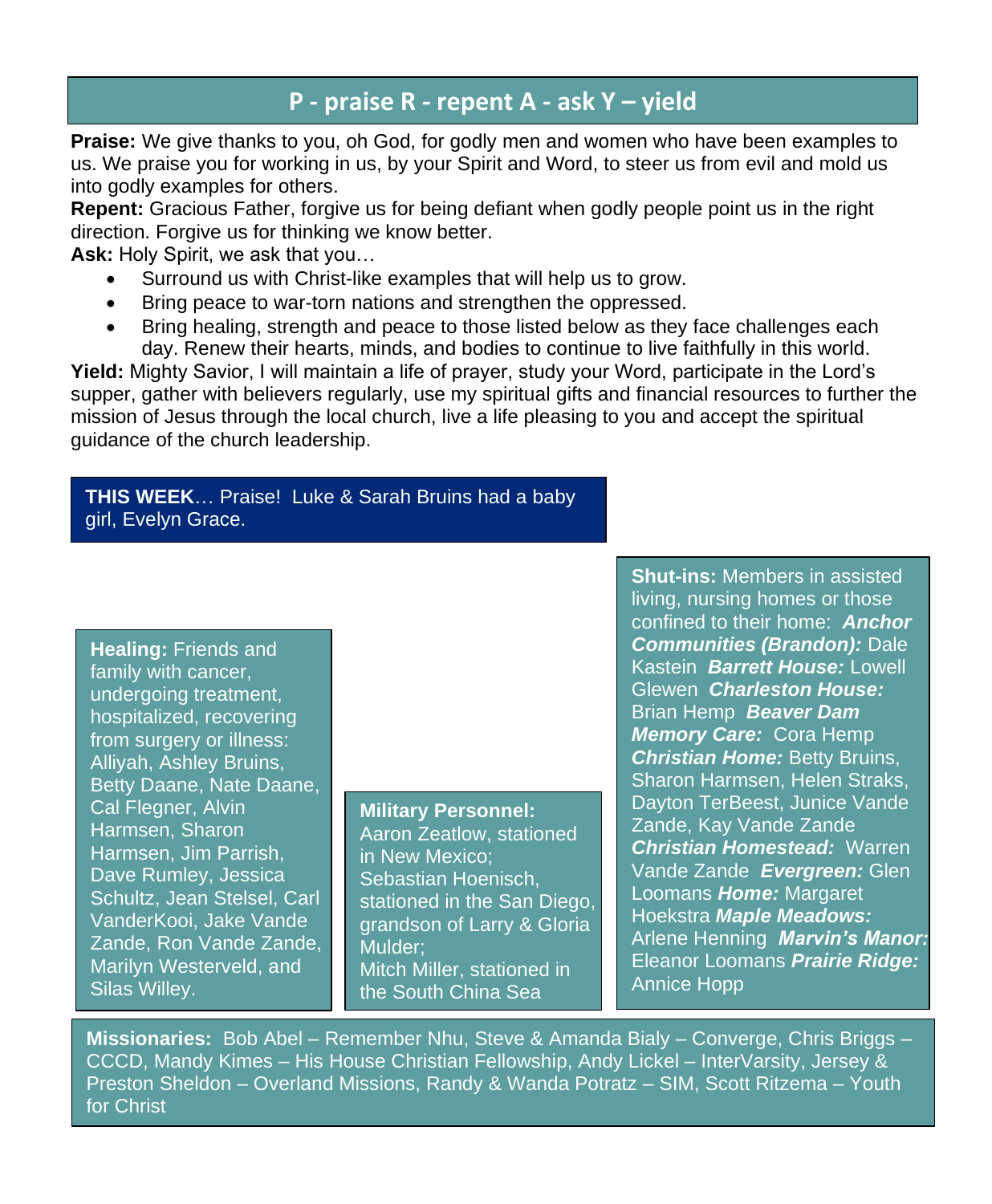## P - praise R - repent A - ask Y – yield

**Praise:** We give thanks to you, oh God, for godly men and women who have been examples to us. We praise you for working in us, by your Spirit and Word, to steer us from evil and mold us into godly examples for others.

**Repent:** Gracious Father, forgive us for being defiant when godly people point us in the right direction. Forgive us for thinking we know better.

**Ask:** Holy Spirit, we ask that you…

- Surround us with Christ-like examples that will help us to grow.
- Bring peace to war-torn nations and strengthen the oppressed.
- Bring healing, strength and peace to those listed below as they face challenges each day. Renew their hearts, minds, and bodies to continue to live faithfully in this world.

**Yield:** Mighty Savior, I will maintain a life of prayer, study your Word, participate in the Lord's supper, gather with believers regularly, use my spiritual gifts and financial resources to further the mission of Jesus through the local church, live a life pleasing to you and accept the spiritual guidance of the church leadership.

**THIS WEEK**… Praise! Luke & Sarah Bruins had a baby girl, Evelyn Grace.

**Healing:** Friends and family with cancer, undergoing treatment, hospitalized, recovering from surgery or illness: Alliyah, Ashley Bruins, Betty Daane, Nate Daane, Cal Flegner, Alvin Harmsen, Sharon Harmsen, Jim Parrish, Dave Rumley, Jessica Schultz, Jean Stelsel, Carl VanderKooi, Jake Vande Zande, Ron Vande Zande, Marilyn Westerveld, and Silas Willey.

**Military Personnel:** Aaron Zeatlow, stationed in New Mexico; Sebastian Hoenisch, stationed in the San Diego, grandson of Larry & Gloria Mulder; Mitch Miller, stationed in the South China Sea

**Shut-ins:** Members in assisted living, nursing homes or those confined to their home: ***Anchor Communities (Brandon):*** Dale Kastein ***Barrett House:*** Lowell Glewen ***Charleston House:*** Brian Hemp ***Beaver Dam Memory Care:*** Cora Hemp ***Christian Home:*** Betty Bruins, Sharon Harmsen, Helen Straks, Dayton TerBeest, Junice Vande Zande, Kay Vande Zande ***Christian Homestead:*** Warren Vande Zande ***Evergreen:*** Glen Loomans ***Home:*** Margaret Hoekstra ***Maple Meadows:*** Arlene Henning ***Marvin's Manor:*** Eleanor Loomans ***Prairie Ridge:*** Annice Hopp

**Missionaries:** Bob Abel – Remember Nhu, Steve & Amanda Bialy – Converge, Chris Briggs – CCCD, Mandy Kimes – His House Christian Fellowship, Andy Lickel – InterVarsity, Jersey & Preston Sheldon – Overland Missions, Randy & Wanda Potratz – SIM, Scott Ritzema – Youth for Christ